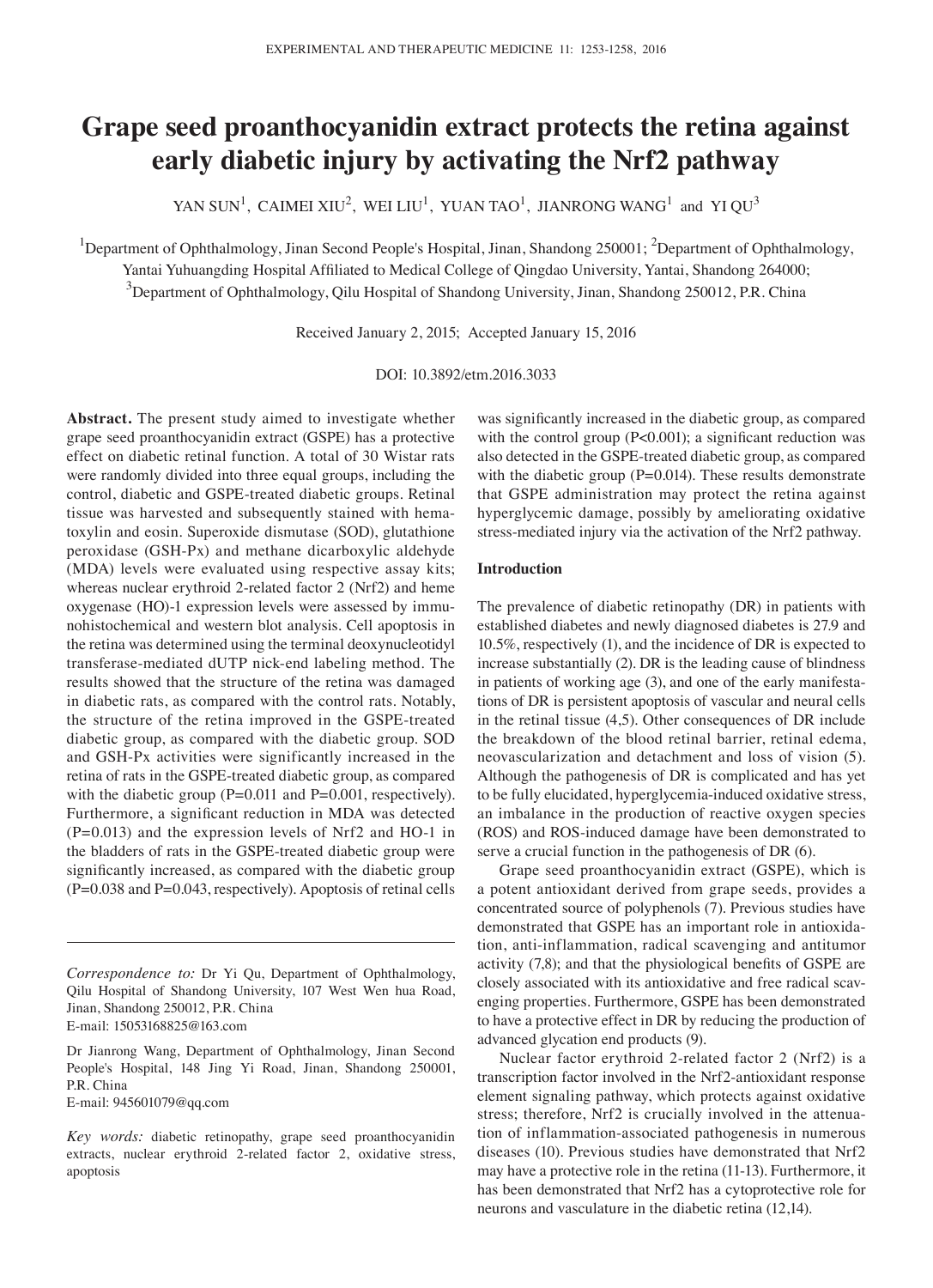# Grape seed proanthocyanidin extract protects the retina against early diabetic injury by activating the Nrf2 pathway

YAN SUN[1], CAIMEI XIU[2], WEI LIU[1], YUAN TAO[1], JIANRONG WANG[1] and YI QU[3]

[1]Department of Ophthalmology, Jinan Second People's Hospital, Jinan, Shandong 250001; [2]Department of Ophthalmology, Yantai Yuhuangding Hospital Affiliated to Medical College of Qingdao University, Yantai, Shandong 264000; [3]Department of Ophthalmology, Qilu Hospital of Shandong University, Jinan, Shandong 250012, P.R. China

Received January 2, 2015; Accepted January 15, 2016

DOI: 10.3892/etm.2016.3033

**Abstract.** The present study aimed to investigate whether grape seed proanthocyanidin extract (GSPE) has a protective effect on diabetic retinal function. A total of 30 Wistar rats were randomly divided into three equal groups, including the control, diabetic and GSPE-treated diabetic groups. Retinal tissue was harvested and subsequently stained with hematoxylin and eosin. Superoxide dismutase (SOD), glutathione peroxidase (GSH-Px) and methane dicarboxylic aldehyde (MDA) levels were evaluated using respective assay kits; whereas nuclear erythroid 2-related factor 2 (Nrf2) and heme oxygenase (HO)-1 expression levels were assessed by immunohistochemical and western blot analysis. Cell apoptosis in the retina was determined using the terminal deoxynucleotidyl transferase-mediated dUTP nick-end labeling method. The results showed that the structure of the retina was damaged in diabetic rats, as compared with the control rats. Notably, the structure of the retina improved in the GSPE-treated diabetic group, as compared with the diabetic group. SOD and GSH-Px activities were significantly increased in the retina of rats in the GSPE-treated diabetic group, as compared with the diabetic group ($P=0.011$ and $P=0.001$, respectively). Furthermore, a significant reduction in MDA was detected ($P=0.013$) and the expression levels of Nrf2 and HO-1 in the bladders of rats in the GSPE-treated diabetic group were significantly increased, as compared with the diabetic group ($P=0.038$ and $P=0.043$, respectively). Apoptosis of retinal cells was significantly increased in the diabetic group, as compared with the control group ($P<0.001$); a significant reduction was also detected in the GSPE-treated diabetic group, as compared with the diabetic group ($P=0.014$). These results demonstrate that GSPE administration may protect the retina against hyperglycemic damage, possibly by ameliorating oxidative stress-mediated injury via the activation of the Nrf2 pathway.

*Correspondence to:* Dr Yi Qu, Department of Ophthalmology, Qilu Hospital of Shandong University, 107 West Wen hua Road, Jinan, Shandong 250012, P.R. China
E-mail: 15053168825@163.com

Dr Jianrong Wang, Department of Ophthalmology, Jinan Second People's Hospital, 148 Jing Yi Road, Jinan, Shandong 250001, P.R. China
E-mail: 945601079@qq.com

*Key words:* diabetic retinopathy, grape seed proanthocyanidin extracts, nuclear erythroid 2-related factor 2, oxidative stress, apoptosis

## Introduction

The prevalence of diabetic retinopathy (DR) in patients with established diabetes and newly diagnosed diabetes is 27.9 and 10.5%, respectively (1), and the incidence of DR is expected to increase substantially (2). DR is the leading cause of blindness in patients of working age (3), and one of the early manifestations of DR is persistent apoptosis of vascular and neural cells in the retinal tissue (4,5). Other consequences of DR include the breakdown of the blood retinal barrier, retinal edema, neovascularization and detachment and loss of vision (5). Although the pathogenesis of DR is complicated and has yet to be fully elucidated, hyperglycemia-induced oxidative stress, an imbalance in the production of reactive oxygen species (ROS) and ROS-induced damage have been demonstrated to serve a crucial function in the pathogenesis of DR (6).

Grape seed proanthocyanidin extract (GSPE), which is a potent antioxidant derived from grape seeds, provides a concentrated source of polyphenols (7). Previous studies have demonstrated that GSPE has an important role in antioxidation, anti-inflammation, radical scavenging and antitumor activity (7,8); and that the physiological benefits of GSPE are closely associated with its antioxidative and free radical scavenging properties. Furthermore, GSPE has been demonstrated to have a protective effect in DR by reducing the production of advanced glycation end products (9).

Nuclear factor erythroid 2-related factor 2 (Nrf2) is a transcription factor involved in the Nrf2-antioxidant response element signaling pathway, which protects against oxidative stress; therefore, Nrf2 is crucially involved in the attenuation of inflammation-associated pathogenesis in numerous diseases (10). Previous studies have demonstrated that Nrf2 may have a protective role in the retina (11-13). Furthermore, it has been demonstrated that Nrf2 has a cytoprotective role for neurons and vasculature in the diabetic retina (12,14).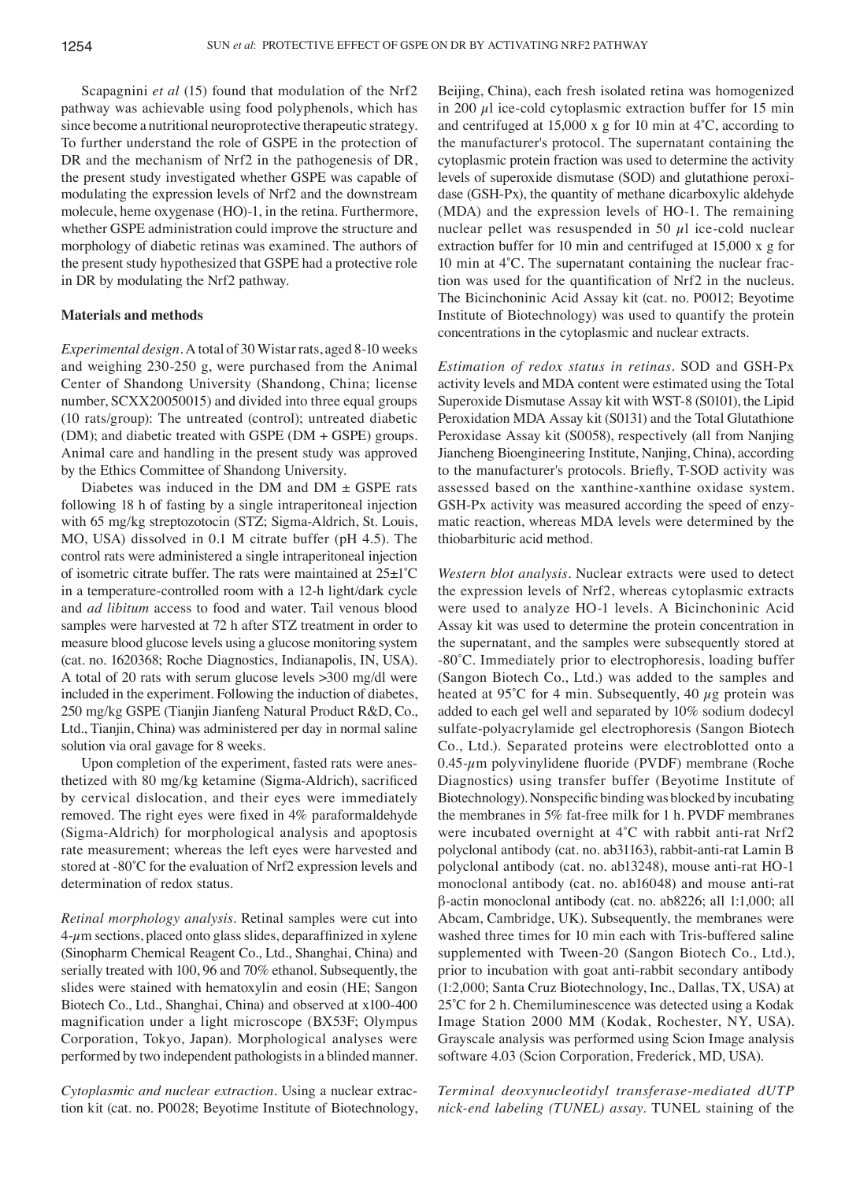Scapagnini *et al* (15) found that modulation of the Nrf2 pathway was achievable using food polyphenols, which has since become a nutritional neuroprotective therapeutic strategy. To further understand the role of GSPE in the protection of DR and the mechanism of Nrf2 in the pathogenesis of DR, the present study investigated whether GSPE was capable of modulating the expression levels of Nrf2 and the downstream molecule, heme oxygenase (HO)-1, in the retina. Furthermore, whether GSPE administration could improve the structure and morphology of diabetic retinas was examined. The authors of the present study hypothesized that GSPE had a protective role in DR by modulating the Nrf2 pathway.

## Materials and methods

*Experimental design.* A total of 30 Wistar rats, aged 8-10 weeks and weighing 230-250 g, were purchased from the Animal Center of Shandong University (Shandong, China; license number, SCXX20050015) and divided into three equal groups (10 rats/group): The untreated (control); untreated diabetic (DM); and diabetic treated with GSPE (DM + GSPE) groups. Animal care and handling in the present study was approved by the Ethics Committee of Shandong University.

Diabetes was induced in the DM and DM ± GSPE rats following 18 h of fasting by a single intraperitoneal injection with 65 mg/kg streptozotocin (STZ; Sigma-Aldrich, St. Louis, MO, USA) dissolved in 0.1 M citrate buffer (pH 4.5). The control rats were administered a single intraperitoneal injection of isometric citrate buffer. The rats were maintained at 25±1˚C in a temperature-controlled room with a 12-h light/dark cycle and *ad libitum* access to food and water. Tail venous blood samples were harvested at 72 h after STZ treatment in order to measure blood glucose levels using a glucose monitoring system (cat. no. 1620368; Roche Diagnostics, Indianapolis, IN, USA). A total of 20 rats with serum glucose levels >300 mg/dl were included in the experiment. Following the induction of diabetes, 250 mg/kg GSPE (Tianjin Jianfeng Natural Product R&D, Co., Ltd., Tianjin, China) was administered per day in normal saline solution via oral gavage for 8 weeks.

Upon completion of the experiment, fasted rats were anesthetized with 80 mg/kg ketamine (Sigma-Aldrich), sacrificed by cervical dislocation, and their eyes were immediately removed. The right eyes were fixed in 4% paraformaldehyde (Sigma-Aldrich) for morphological analysis and apoptosis rate measurement; whereas the left eyes were harvested and stored at -80˚C for the evaluation of Nrf2 expression levels and determination of redox status.

*Retinal morphology analysis.* Retinal samples were cut into 4-$\mu$m sections, placed onto glass slides, deparaffinized in xylene (Sinopharm Chemical Reagent Co., Ltd., Shanghai, China) and serially treated with 100, 96 and 70% ethanol. Subsequently, the slides were stained with hematoxylin and eosin (HE; Sangon Biotech Co., Ltd., Shanghai, China) and observed at x100-400 magnification under a light microscope (BX53F; Olympus Corporation, Tokyo, Japan). Morphological analyses were performed by two independent pathologists in a blinded manner.

*Cytoplasmic and nuclear extraction.* Using a nuclear extraction kit (cat. no. P0028; Beyotime Institute of Biotechnology, Beijing, China), each fresh isolated retina was homogenized in 200 $\mu$l ice-cold cytoplasmic extraction buffer for 15 min and centrifuged at 15,000 x g for 10 min at 4˚C, according to the manufacturer's protocol. The supernatant containing the cytoplasmic protein fraction was used to determine the activity levels of superoxide dismutase (SOD) and glutathione peroxidase (GSH-Px), the quantity of methane dicarboxylic aldehyde (MDA) and the expression levels of HO-1. The remaining nuclear pellet was resuspended in 50 $\mu$l ice-cold nuclear extraction buffer for 10 min and centrifuged at 15,000 x g for 10 min at 4˚C. The supernatant containing the nuclear fraction was used for the quantification of Nrf2 in the nucleus. The Bicinchoninic Acid Assay kit (cat. no. P0012; Beyotime Institute of Biotechnology) was used to quantify the protein concentrations in the cytoplasmic and nuclear extracts.

*Estimation of redox status in retinas.* SOD and GSH-Px activity levels and MDA content were estimated using the Total Superoxide Dismutase Assay kit with WST-8 (S0101), the Lipid Peroxidation MDA Assay kit (S0131) and the Total Glutathione Peroxidase Assay kit (S0058), respectively (all from Nanjing Jiancheng Bioengineering Institute, Nanjing, China), according to the manufacturer's protocols. Briefly, T-SOD activity was assessed based on the xanthine-xanthine oxidase system. GSH-Px activity was measured according the speed of enzymatic reaction, whereas MDA levels were determined by the thiobarbituric acid method.

*Western blot analysis.* Nuclear extracts were used to detect the expression levels of Nrf2, whereas cytoplasmic extracts were used to analyze HO-1 levels. A Bicinchoninic Acid Assay kit was used to determine the protein concentration in the supernatant, and the samples were subsequently stored at -80˚C. Immediately prior to electrophoresis, loading buffer (Sangon Biotech Co., Ltd.) was added to the samples and heated at 95˚C for 4 min. Subsequently, 40 $\mu$g protein was added to each gel well and separated by 10% sodium dodecyl sulfate-polyacrylamide gel electrophoresis (Sangon Biotech Co., Ltd.). Separated proteins were electroblotted onto a 0.45-$\mu$m polyvinylidene fluoride (PVDF) membrane (Roche Diagnostics) using transfer buffer (Beyotime Institute of Biotechnology). Nonspecific binding was blocked by incubating the membranes in 5% fat-free milk for 1 h. PVDF membranes were incubated overnight at 4˚C with rabbit anti-rat Nrf2 polyclonal antibody (cat. no. ab31163), rabbit-anti-rat Lamin B polyclonal antibody (cat. no. ab13248), mouse anti-rat HO-1 monoclonal antibody (cat. no. ab16048) and mouse anti-rat β-actin monoclonal antibody (cat. no. ab8226; all 1:1,000; all Abcam, Cambridge, UK). Subsequently, the membranes were washed three times for 10 min each with Tris-buffered saline supplemented with Tween-20 (Sangon Biotech Co., Ltd.), prior to incubation with goat anti-rabbit secondary antibody (1:2,000; Santa Cruz Biotechnology, Inc., Dallas, TX, USA) at 25˚C for 2 h. Chemiluminescence was detected using a Kodak Image Station 2000 MM (Kodak, Rochester, NY, USA). Grayscale analysis was performed using Scion Image analysis software 4.03 (Scion Corporation, Frederick, MD, USA).

*Terminal deoxynucleotidyl transferase-mediated dUTP nick-end labeling (TUNEL) assay.* TUNEL staining of the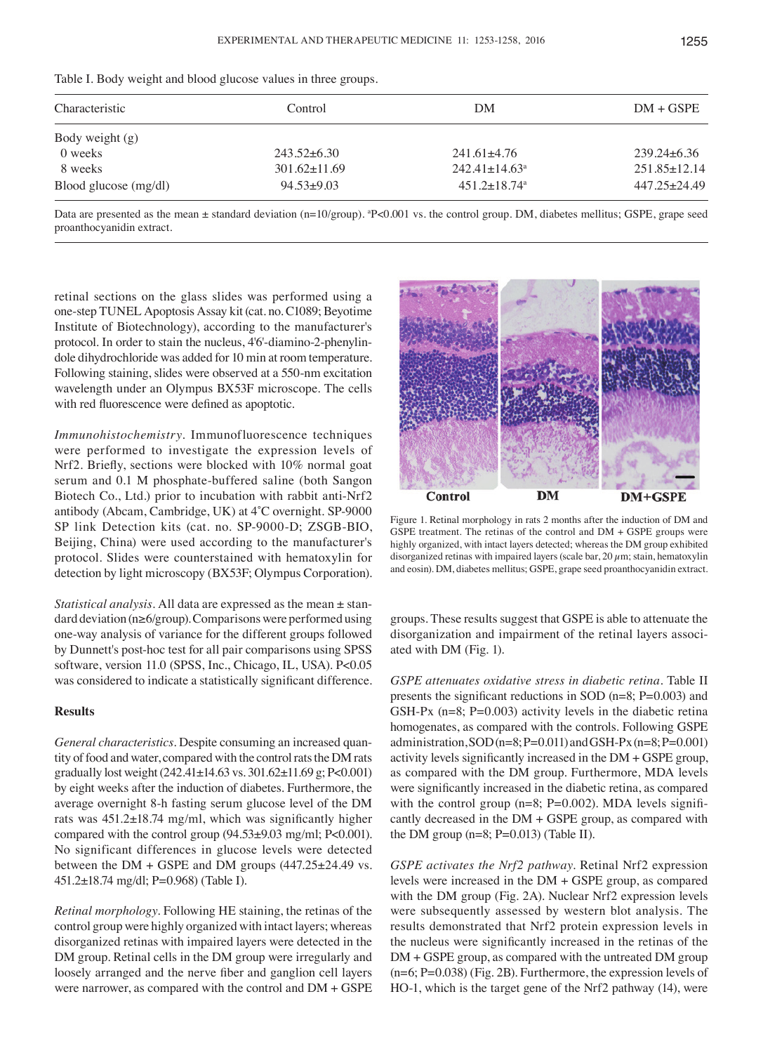Table I. Body weight and blood glucose values in three groups.

| Characteristic | Control | DM | DM + GSPE |
|---|---|---|---|
| Body weight (g) | | | |
| 0 weeks | 243.52±6.30 | 241.61±4.76 | 239.24±6.36 |
| 8 weeks | 301.62±11.69 | 242.41±14.63[a] | 251.85±12.14 |
| Blood glucose (mg/dl) | 94.53±9.03 | 451.2±18.74[a] | 447.25±24.49 |

Data are presented as the mean ± standard deviation (n=10/group). [a]P<0.001 vs. the control group. DM, diabetes mellitus; GSPE, grape seed proanthocyanidin extract.

retinal sections on the glass slides was performed using a one-step TUNEL Apoptosis Assay kit (cat. no. C1089; Beyotime Institute of Biotechnology), according to the manufacturer's protocol. In order to stain the nucleus, 4'6'-diamino-2-phenylindole dihydrochloride was added for 10 min at room temperature. Following staining, slides were observed at a 550-nm excitation wavelength under an Olympus BX53F microscope. The cells with red fluorescence were defined as apoptotic.

*Immunohistochemistry*. Immunofluorescence techniques were performed to investigate the expression levels of Nrf2. Briefly, sections were blocked with 10% normal goat serum and 0.1 M phosphate-buffered saline (both Sangon Biotech Co., Ltd.) prior to incubation with rabbit anti-Nrf2 antibody (Abcam, Cambridge, UK) at 4˚C overnight. SP-9000 SP link Detection kits (cat. no. SP-9000-D; ZSGB-BIO, Beijing, China) were used according to the manufacturer's protocol. Slides were counterstained with hematoxylin for detection by light microscopy (BX53F; Olympus Corporation).

*Statistical analysis*. All data are expressed as the mean ± standard deviation (n≥6/group). Comparisons were performed using one-way analysis of variance for the different groups followed by Dunnett's post-hoc test for all pair comparisons using SPSS software, version 11.0 (SPSS, Inc., Chicago, IL, USA). P<0.05 was considered to indicate a statistically significant difference.

## Results

*General characteristics*. Despite consuming an increased quantity of food and water, compared with the control rats the DM rats gradually lost weight (242.41±14.63 vs. 301.62±11.69 g; P<0.001) by eight weeks after the induction of diabetes. Furthermore, the average overnight 8-h fasting serum glucose level of the DM rats was 451.2±18.74 mg/ml, which was significantly higher compared with the control group (94.53±9.03 mg/ml; P<0.001). No significant differences in glucose levels were detected between the DM + GSPE and DM groups (447.25±24.49 vs. 451.2±18.74 mg/dl; P=0.968) (Table I).

*Retinal morphology*. Following HE staining, the retinas of the control group were highly organized with intact layers; whereas disorganized retinas with impaired layers were detected in the DM group. Retinal cells in the DM group were irregularly and loosely arranged and the nerve fiber and ganglion cell layers were narrower, as compared with the control and DM + GSPE groups. These results suggest that GSPE is able to attenuate the disorganization and impairment of the retinal layers associated with DM (Fig. 1).

Figure 1. Retinal morphology in rats 2 months after the induction of DM and GSPE treatment. The retinas of the control and DM + GSPE groups were highly organized, with intact layers detected; whereas the DM group exhibited disorganized retinas with impaired layers (scale bar, 20 $\mu$m; stain, hematoxylin and eosin). DM, diabetes mellitus; GSPE, grape seed proanthocyanidin extract.

*GSPE attenuates oxidative stress in diabetic retina*. Table II presents the significant reductions in SOD (n=8; P=0.003) and GSH-Px (n=8; P=0.003) activity levels in the diabetic retina homogenates, as compared with the controls. Following GSPE administration, SOD (n=8; P=0.011) and GSH-Px (n=8; P=0.001) activity levels significantly increased in the DM + GSPE group, as compared with the DM group. Furthermore, MDA levels were subsequently assessed by western blot analysis. The results demonstrated that Nrf2 protein expression levels in the nucleus were significantly increased in the retinas of the DM + GSPE group, as compared with the untreated DM group (n=6; P=0.038) (Fig. 2B). Furthermore, the expression levels of HO-1, which is the target gene of the Nrf2 pathway (14), were

Table I. Body weight and blood glucose values in three groups.

| Characteristic | Control | DM | DM + GSPE |
|---|---|---|---|
| Body weight (g) | | | |
| 0 weeks | 243.52±6.30 | 241.61±4.76 | 239.24±6.36 |
| 8 weeks | 301.62±11.69 | 242.41±14.63[a] | 251.85±12.14 |
| Blood glucose (mg/dl) | 94.53±9.03 | 451.2±18.74[a] | 447.25±24.49 |

Data are presented as the mean ± standard deviation (n=10/group). [a]P<0.001 vs. the control group. DM, diabetes mellitus; GSPE, grape seed proanthocyanidin extract.

retinal sections on the glass slides was performed using a one-step TUNEL Apoptosis Assay kit (cat. no. C1089; Beyotime Institute of Biotechnology), according to the manufacturer's protocol. In order to stain the nucleus, 4'6'-diamino-2-phenylindole dihydrochloride was added for 10 min at room temperature. Following staining, slides were observed at a 550-nm excitation wavelength under an Olympus BX53F microscope. The cells with red fluorescence were defined as apoptotic.

*Immunohistochemistry*. Immunofluorescence techniques were performed to investigate the expression levels of Nrf2. Briefly, sections were blocked with 10% normal goat serum and 0.1 M phosphate-buffered saline (both Sangon Biotech Co., Ltd.) prior to incubation with rabbit anti-Nrf2 antibody (Abcam, Cambridge, UK) at 4˚C overnight. SP-9000 SP link Detection kits (cat. no. SP-9000-D; ZSGB-BIO, Beijing, China) were used according to the manufacturer's protocol. Slides were counterstained with hematoxylin for detection by light microscopy (BX53F; Olympus Corporation).

*Statistical analysis*. All data are expressed as the mean ± standard deviation (n≥6/group). Comparisons were performed using one-way analysis of variance for the different groups followed by Dunnett's post-hoc test for all pair comparisons using SPSS software, version 11.0 (SPSS, Inc., Chicago, IL, USA). P<0.05 was considered to indicate a statistically significant difference.

## Results

*General characteristics*. Despite consuming an increased quantity of food and water, compared with the control rats the DM rats gradually lost weight (242.41±14.63 vs. 301.62±11.69 g; P<0.001) by eight weeks after the induction of diabetes. Furthermore, the average overnight 8-h fasting serum glucose level of the DM rats was 451.2±18.74 mg/ml, which was significantly higher compared with the control group (94.53±9.03 mg/ml; P<0.001). No significant differences in glucose levels were detected between the DM + GSPE and DM groups (447.25±24.49 vs. 451.2±18.74 mg/dl; P=0.968) (Table I).

*Retinal morphology*. Following HE staining, the retinas of the control group were highly organized with intact layers; whereas disorganized retinas with impaired layers were detected in the DM group. Retinal cells in the DM group were irregularly and loosely arranged and the nerve fiber and ganglion cell layers were narrower, as compared with the control and DM + GSPE groups. These results suggest that GSPE is able to attenuate the disorganization and impairment of the retinal layers associated with DM (Fig. 1).

Figure 1. Retinal morphology in rats 2 months after the induction of DM and GSPE treatment. The retinas of the control and DM + GSPE groups were highly organized, with intact layers detected; whereas the DM group exhibited disorganized retinas with impaired layers (scale bar, 20 $\mu$m; stain, hematoxylin and eosin). DM, diabetes mellitus; GSPE, grape seed proanthocyanidin extract.

*GSPE attenuates oxidative stress in diabetic retina*. Table II presents the significant reductions in SOD (n=8; P=0.003) and GSH-Px (n=8; P=0.003) activity levels in the diabetic retina homogenates, as compared with the controls. Following GSPE administration, SOD (n=8; P=0.011) and GSH-Px (n=8; P=0.001) activity levels significantly increased in the DM + GSPE group, as compared with the DM group. Furthermore, MDA levels were significantly increased in the diabetic retina, as compared with the control group (n=8; P=0.002). MDA levels significantly decreased in the DM + GSPE group, as compared with the DM group (n=8; P=0.013) (Table II).

*GSPE activates the Nrf2 pathway*. Retinal Nrf2 expression levels were increased in the DM + GSPE group, as compared with the DM group (Fig. 2A). Nuclear Nrf2 expression levels were subsequently assessed by western blot analysis. The results demonstrated that Nrf2 protein expression levels in the nucleus were significantly increased in the retinas of the DM + GSPE group, as compared with the untreated DM group (n=6; P=0.038) (Fig. 2B). Furthermore, the expression levels of HO-1, which is the target gene of the Nrf2 pathway (14), were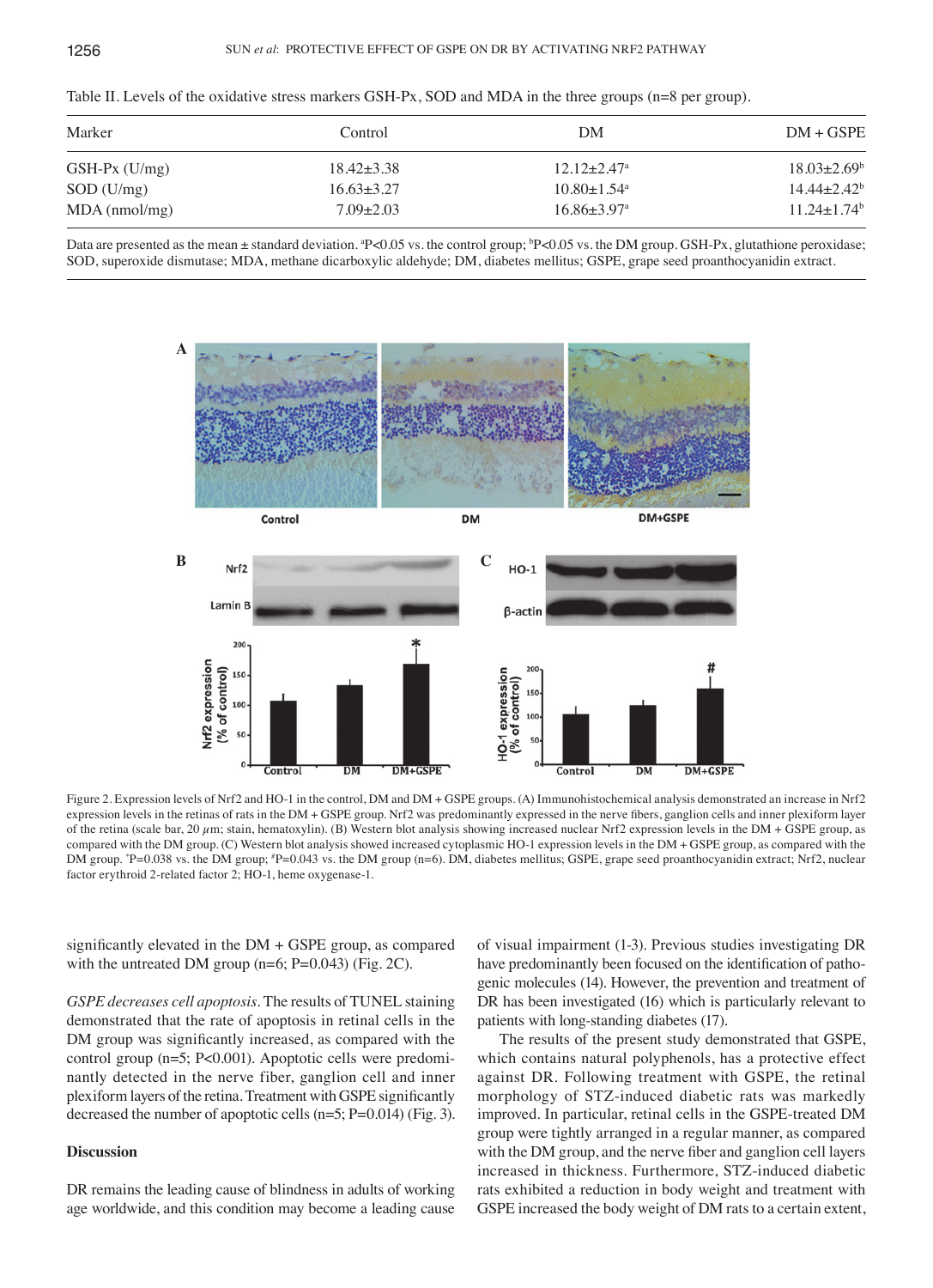Table II. Levels of the oxidative stress markers GSH-Px, SOD and MDA in the three groups (n=8 per group).

| Marker | Control | DM | DM + GSPE |
|---|---|---|---|
| GSH-Px (U/mg) | 18.42±3.38 | 12.12±2.47[a] | 18.03±2.69[b] |
| SOD (U/mg) | 16.63±3.27 | 10.80±1.54[a] | 14.44±2.42[b] |
| MDA (nmol/mg) | 7.09±2.03 | 16.86±3.97[a] | 11.24±1.74[b] |

Data are presented as the mean ± standard deviation. [a]P<0.05 vs. the control group; [b]P<0.05 vs. the DM group. GSH-Px, glutathione peroxidase; SOD, superoxide dismutase; MDA, methane dicarboxylic aldehyde; DM, diabetes mellitus; GSPE, grape seed proanthocyanidin extract.

Figure 2. Expression levels of Nrf2 and HO-1 in the control, DM and DM + GSPE groups. (A) Immunohistochemical analysis demonstrated an increase in Nrf2 expression levels in the retinas of rats in the DM + GSPE group. Nrf2 was predominantly expressed in the nerve fibers, ganglion cells and inner plexiform layer of the retina (scale bar, 20 $\mu$m; stain, hematoxylin). (B) Western blot analysis showing increased nuclear Nrf2 expression levels in the DM + GSPE group, as compared with the DM group. (C) Western blot analysis showed increased cytoplasmic HO-1 expression levels in the DM + GSPE group, as compared with the DM group. *P=0.038 vs. the DM group; #P=0.043 vs. the DM group (n=6). DM, diabetes mellitus; GSPE, grape seed proanthocyanidin extract; Nrf2, nuclear factor erythroid 2-related factor 2; HO-1, heme oxygenase-1.

significantly elevated in the DM + GSPE group, as compared with the untreated DM group (n=6; P=0.043) (Fig. 2C).

*GSPE decreases cell apoptosis*. The results of TUNEL staining demonstrated that the rate of apoptosis in retinal cells in the DM group was significantly increased, as compared with the control group (n=5; P<0.001). Apoptotic cells were predominantly detected in the nerve fiber, ganglion cell and inner plexiform layers of the retina. Treatment with GSPE significantly decreased the number of apoptotic cells (n=5; P=0.014) (Fig. 3).

## Discussion

DR remains the leading cause of blindness in adults of working age worldwide, and this condition may become a leading cause of visual impairment (1-3). Previous studies investigating DR have predominantly been focused on the identification of pathogenic molecules (14). However, the prevention and treatment of DR has been investigated (16) which is particularly relevant to patients with long-standing diabetes (17).

The results of the present study demonstrated that GSPE, which contains natural polyphenols, has a protective effect against DR. Following treatment with GSPE, the retinal morphology of STZ-induced diabetic rats was markedly improved. In particular, retinal cells in the GSPE-treated DM group were tightly arranged in a regular manner, as compared with the DM group, and the nerve fiber and ganglion cell layers increased in thickness. Furthermore, STZ-induced diabetic rats exhibited a reduction in body weight and treatment with GSPE increased the body weight of DM rats to a certain extent,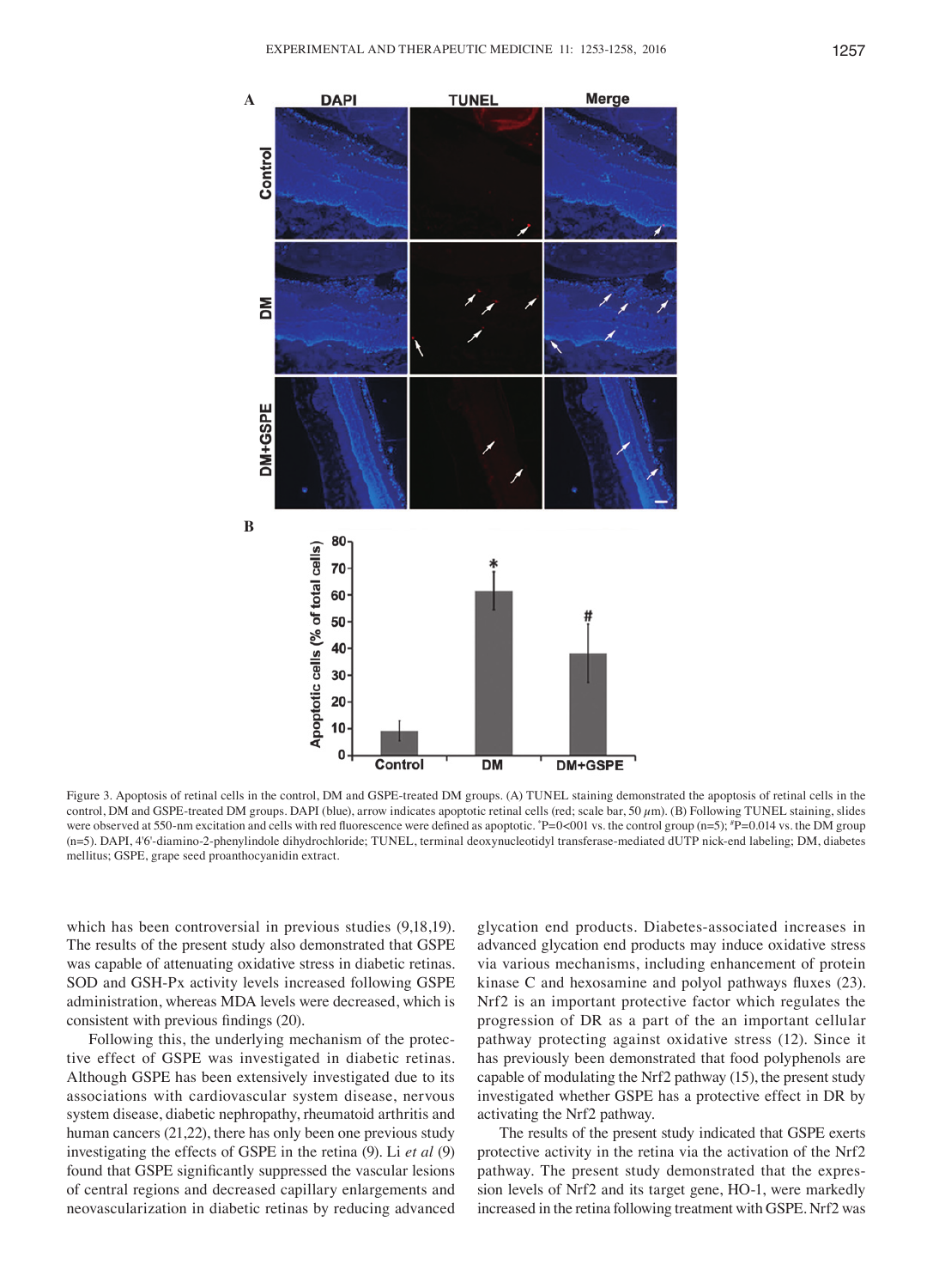Figure 3. Apoptosis of retinal cells in the control, DM and GSPE-treated DM groups. (A) TUNEL staining demonstrated the apoptosis of retinal cells in the control, DM and GSPE-treated DM groups. DAPI (blue), arrow indicates apoptotic retinal cells (red; scale bar, 50 $\mu$m). (B) Following TUNEL staining, slides were observed at 550-nm excitation and cells with red fluorescence were defined as apoptotic. *P=0<001 vs. the control group (n=5); #P=0.014 vs. the DM group (n=5). DAPI, 4'6'-diamino-2-phenylindole dihydrochloride; TUNEL, terminal deoxynucleotidyl transferase-mediated dUTP nick-end labeling; DM, diabetes mellitus; GSPE, grape seed proanthocyanidin extract.

which has been controversial in previous studies (9,18,19). The results of the present study also demonstrated that GSPE was capable of attenuating oxidative stress in diabetic retinas. SOD and GSH-Px activity levels increased following GSPE administration, whereas MDA levels were decreased, which is consistent with previous findings (20).

Following this, the underlying mechanism of the protective effect of GSPE was investigated in diabetic retinas. Although GSPE has been extensively investigated due to its associations with cardiovascular system disease, nervous system disease, diabetic nephropathy, rheumatoid arthritis and human cancers (21,22), there has only been one previous study investigating the effects of GSPE in the retina (9). Li *et al* (9) found that GSPE significantly suppressed the vascular lesions of central regions and decreased capillary enlargements and neovascularization in diabetic retinas by reducing advanced glycation end products. Diabetes-associated increases in advanced glycation end products may induce oxidative stress via various mechanisms, including enhancement of protein kinase C and hexosamine and polyol pathways fluxes (23). Nrf2 is an important protective factor which regulates the progression of DR as a part of the an important cellular pathway protecting against oxidative stress (12). Since it has previously been demonstrated that food polyphenols are capable of modulating the Nrf2 pathway (15), the present study investigated whether GSPE has a protective effect in DR by activating the Nrf2 pathway.

The results of the present study indicated that GSPE exerts protective activity in the retina via the activation of the Nrf2 pathway. The present study demonstrated that the expression levels of Nrf2 and its target gene, HO-1, were markedly increased in the retina following treatment with GSPE. Nrf2 was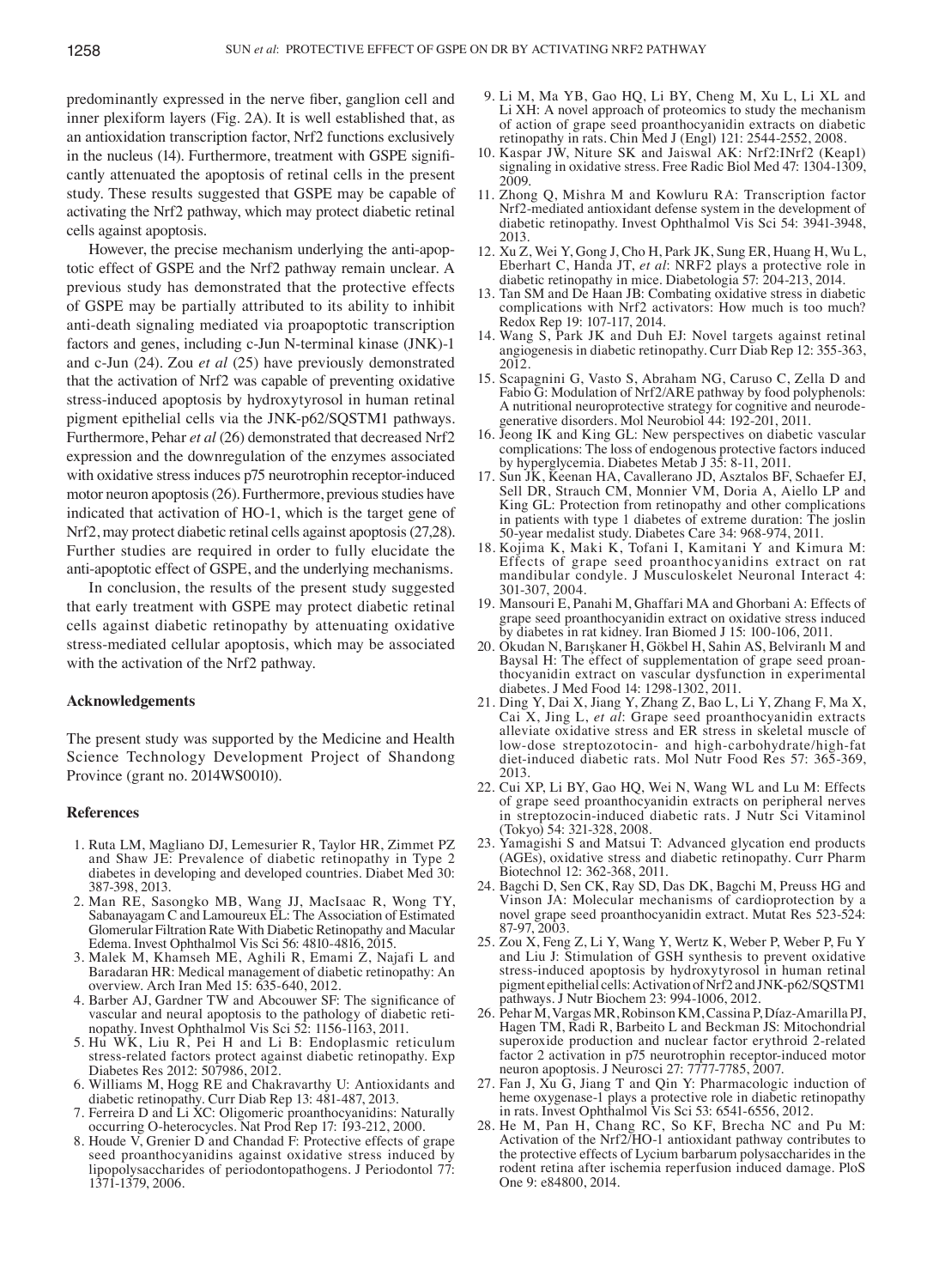predominantly expressed in the nerve fiber, ganglion cell and inner plexiform layers (Fig. 2A). It is well established that, as an antioxidation transcription factor, Nrf2 functions exclusively in the nucleus (14). Furthermore, treatment with GSPE significantly attenuated the apoptosis of retinal cells in the present study. These results suggested that GSPE may be capable of activating the Nrf2 pathway, which may protect diabetic retinal cells against apoptosis.

However, the precise mechanism underlying the anti-apoptotic effect of GSPE and the Nrf2 pathway remain unclear. A previous study has demonstrated that the protective effects of GSPE may be partially attributed to its ability to inhibit anti-death signaling mediated via proapoptotic transcription factors and genes, including c-Jun N-terminal kinase (JNK)-1 and c-Jun (24). Zou *et al* (25) have previously demonstrated that the activation of Nrf2 was capable of preventing oxidative stress-induced apoptosis by hydroxytyrosol in human retinal pigment epithelial cells via the JNK-p62/SQSTM1 pathways. Furthermore, Pehar *et al* (26) demonstrated that decreased Nrf2 expression and the downregulation of the enzymes associated with oxidative stress induces p75 neurotrophin receptor-induced motor neuron apoptosis (26). Furthermore, previous studies have indicated that activation of HO-1, which is the target gene of Nrf2, may protect diabetic retinal cells against apoptosis (27,28). Further studies are required in order to fully elucidate the anti-apoptotic effect of GSPE, and the underlying mechanisms.

In conclusion, the results of the present study suggested that early treatment with GSPE may protect diabetic retinal cells against diabetic retinopathy by attenuating oxidative stress-mediated cellular apoptosis, which may be associated with the activation of the Nrf2 pathway.

## Acknowledgements

The present study was supported by the Medicine and Health Science Technology Development Project of Shandong Province (grant no. 2014WS0010).

## References

1. Ruta LM, Magliano DJ, Lemesurier R, Taylor HR, Zimmet PZ and Shaw JE: Prevalence of diabetic retinopathy in Type 2 diabetes in developing and developed countries. Diabet Med 30: 387-398, 2013.
2. Man RE, Sasongko MB, Wang JJ, MacIsaac R, Wong TY, Sabanayagam C and Lamoureux EL: The Association of Estimated Glomerular Filtration Rate With Diabetic Retinopathy and Macular Edema. Invest Ophthalmol Vis Sci 56: 4810-4816, 2015.
3. Malek M, Khamseh ME, Aghili R, Emami Z, Najafi L and Baradaran HR: Medical management of diabetic retinopathy: An overview. Arch Iran Med 15: 635-640, 2012.
4. Barber AJ, Gardner TW and Abcouwer SF: The significance of vascular and neural apoptosis to the pathology of diabetic retinopathy. Invest Ophthalmol Vis Sci 52: 1156-1163, 2011.
5. Hu WK, Liu R, Pei H and Li B: Endoplasmic reticulum stress-related factors protect against diabetic retinopathy. Exp Diabetes Res 2012: 507986, 2012.
6. Williams M, Hogg RE and Chakravarthy U: Antioxidants and diabetic retinopathy. Curr Diab Rep 13: 481-487, 2013.
7. Ferreira D and Li XC: Oligomeric proanthocyanidins: Naturally occurring O-heterocycles. Nat Prod Rep 17: 193-212, 2000.
8. Houde V, Grenier D and Chandad F: Protective effects of grape seed proanthocyanidins against oxidative stress induced by lipopolysaccharides of periodontopathogens. J Periodontol 77: 1371-1379, 2006.
9. Li M, Ma YB, Gao HQ, Li BY, Cheng M, Xu L, Li XL and Li XH: A novel approach of proteomics to study the mechanism of action of grape seed proanthocyanidin extracts on diabetic retinopathy in rats. Chin Med J (Engl) 121: 2544-2552, 2008.
10. Kaspar JW, Niture SK and Jaiswal AK: Nrf2:INrf2 (Keap1) signaling in oxidative stress. Free Radic Biol Med 47: 1304-1309, 2009.
11. Zhong Q, Mishra M and Kowluru RA: Transcription factor Nrf2-mediated antioxidant defense system in the development of diabetic retinopathy. Invest Ophthalmol Vis Sci 54: 3941-3948, 2013.
12. Xu Z, Wei Y, Gong J, Cho H, Park JK, Sung ER, Huang H, Wu L, Eberhart C, Handa JT, *et al*: NRF2 plays a protective role in diabetic retinopathy in mice. Diabetologia 57: 204-213, 2014.
13. Tan SM and De Haan JB: Combating oxidative stress in diabetic complications with Nrf2 activators: How much is too much? Redox Rep 19: 107-117, 2014.
14. Wang S, Park JK and Duh EJ: Novel targets against retinal angiogenesis in diabetic retinopathy. Curr Diab Rep 12: 355-363, 2012.
15. Scapagnini G, Vasto S, Abraham NG, Caruso C, Zella D and Fabio G: Modulation of Nrf2/ARE pathway by food polyphenols: A nutritional neuroprotective strategy for cognitive and neurodegenerative disorders. Mol Neurobiol 44: 192-201, 2011.
16. Jeong IK and King GL: New perspectives on diabetic vascular complications: The loss of endogenous protective factors induced by hyperglycemia. Diabetes Metab J 35: 8-11, 2011.
17. Sun JK, Keenan HA, Cavallerano JD, Asztalos BF, Schaefer EJ, Sell DR, Strauch CM, Monnier VM, Doria A, Aiello LP and King GL: Protection from retinopathy and other complications in patients with type 1 diabetes of extreme duration: The joslin 50-year medalist study. Diabetes Care 34: 968-974, 2011.
18. Kojima K, Maki K, Tofani I, Kamitani Y and Kimura M: Effects of grape seed proanthocyanidins extract on rat mandibular condyle. J Musculoskelet Neuronal Interact 4: 301-307, 2004.
19. Mansouri E, Panahi M, Ghaffari MA and Ghorbani A: Effects of grape seed proanthocyanidin extract on oxidative stress induced by diabetes in rat kidney. Iran Biomed J 15: 100-106, 2011.
20. Okudan N, Barışkaner H, Gökbel H, Sahin AS, Belviranlı M and Baysal H: The effect of supplementation of grape seed proanthocyanidin extract on vascular dysfunction in experimental diabetes. J Med Food 14: 1298-1302, 2011.
21. Ding Y, Dai X, Jiang Y, Zhang Z, Bao L, Li Y, Zhang F, Ma X, Cai X, Jing L, *et al*: Grape seed proanthocyanidin extracts alleviate oxidative stress and ER stress in skeletal muscle of low-dose streptozotocin- and high-carbohydrate/high-fat diet-induced diabetic rats. Mol Nutr Food Res 57: 365-369, 2013.
22. Cui XP, Li BY, Gao HQ, Wei N, Wang WL and Lu M: Effects of grape seed proanthocyanidin extracts on peripheral nerves in streptozocin-induced diabetic rats. J Nutr Sci Vitaminol (Tokyo) 54: 321-328, 2008.
23. Yamagishi S and Matsui T: Advanced glycation end products (AGEs), oxidative stress and diabetic retinopathy. Curr Pharm Biotechnol 12: 362-368, 2011.
24. Bagchi D, Sen CK, Ray SD, Das DK, Bagchi M, Preuss HG and Vinson JA: Molecular mechanisms of cardioprotection by a novel grape seed proanthocyanidin extract. Mutat Res 523-524: 87-97, 2003.
25. Zou X, Feng Z, Li Y, Wang Y, Wertz K, Weber P, Fu Y and Liu J: Stimulation of GSH synthesis to prevent oxidative stress-induced apoptosis by hydroxytyrosol in human retinal pigment epithelial cells: Activation of Nrf2 and JNK-p62/SQSTM1 pathways. J Nutr Biochem 23: 994-1006, 2012.
26. Pehar M, Vargas MR, Robinson KM, Cassina P, Díaz-Amarilla PJ, Hagen TM, Radi R, Barbeito L and Beckman JS: Mitochondrial superoxide production and nuclear factor erythroid 2-related factor 2 activation in p75 neurotrophin receptor-induced motor neuron apoptosis. J Neurosci 27: 7777-7785, 2007.
27. Fan J, Xu G, Jiang T and Qin Y: Pharmacologic induction of heme oxygenase-1 plays a protective role in diabetic retinopathy in rats. Invest Ophthalmol Vis Sci 53: 6541-6556, 2012.
28. He M, Pan H, Chang RC, So KF, Brecha NC and Pu M: Activation of the Nrf2/HO-1 antioxidant pathway contributes to the protective effects of Lycium barbarum polysaccharides in the rodent retina after ischemia reperfusion induced damage. PloS One 9: e84800, 2014.